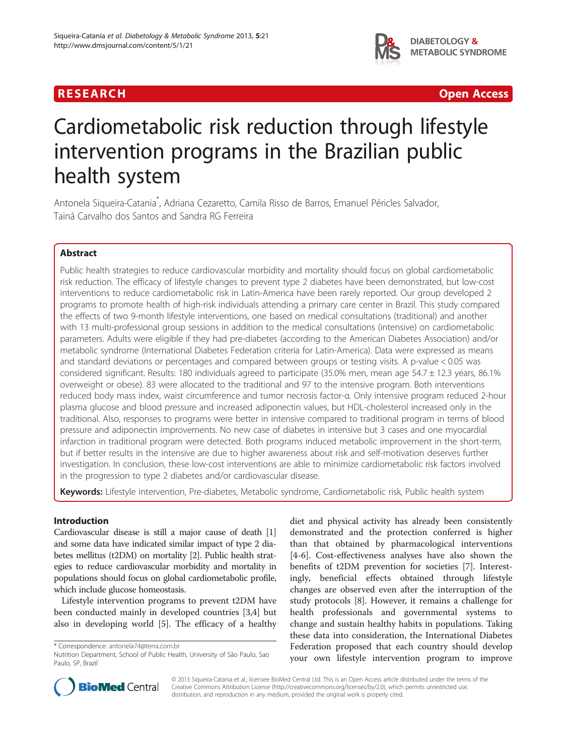RESEARCH Open Access

# Cardiometabolic risk reduction through lifestyle intervention programs in the Brazilian public health system

Antonela Siqueira-Catania*, Adriana Cezaretto, Camila Risso de Barros, Emanuel Péricles Salvador, Tainá Carvalho dos Santos and Sandra RG Ferreira

## Abstract

Public health strategies to reduce cardiovascular morbidity and mortality should focus on global cardiometabolic risk reduction. The efficacy of lifestyle changes to prevent type 2 diabetes have been demonstrated, but low-cost interventions to reduce cardiometabolic risk in Latin-America have been rarely reported. Our group developed 2 programs to promote health of high-risk individuals attending a primary care center in Brazil. This study compared the effects of two 9-month lifestyle interventions, one based on medical consultations (traditional) and another with 13 multi-professional group sessions in addition to the medical consultations (intensive) on cardiometabolic parameters. Adults were eligible if they had pre-diabetes (according to the American Diabetes Association) and/or metabolic syndrome (International Diabetes Federation criteria for Latin-America). Data were expressed as means and standard deviations or percentages and compared between groups or testing visits. A p-value < 0.05 was considered significant. Results: 180 individuals agreed to participate (35.0% men, mean age 54.7 ± 12.3 years, 86.1% overweight or obese). 83 were allocated to the traditional and 97 to the intensive program. Both interventions reduced body mass index, waist circumference and tumor necrosis factor-α. Only intensive program reduced 2-hour plasma glucose and blood pressure and increased adiponectin values, but HDL-cholesterol increased only in the traditional. Also, responses to programs were better in intensive compared to traditional program in terms of blood pressure and adiponectin improvements. No new case of diabetes in intensive but 3 cases and one myocardial infarction in traditional program were detected. Both programs induced metabolic improvement in the short-term, but if better results in the intensive are due to higher awareness about risk and self-motivation deserves further investigation. In conclusion, these low-cost interventions are able to minimize cardiometabolic risk factors involved in the progression to type 2 diabetes and/or cardiovascular disease.

**Keywords:** Lifestyle intervention, Pre-diabetes, Metabolic syndrome, Cardiometabolic risk, Public health system

## Introduction

Cardiovascular disease is still a major cause of death [1] and some data have indicated similar impact of type 2 diabetes mellitus (t2DM) on mortality [2]. Public health strategies to reduce cardiovascular morbidity and mortality in populations should focus on global cardiometabolic profile, which include glucose homeostasis.

Lifestyle intervention programs to prevent t2DM have been conducted mainly in developed countries [3,4] but also in developing world [5]. The efficacy of a healthy diet and physical activity has already been consistently demonstrated and the protection conferred is higher than that obtained by pharmacological interventions [4-6]. Cost-effectiveness analyses have also shown the benefits of t2DM prevention for societies [7]. Interestingly, beneficial effects obtained through lifestyle changes are observed even after the interruption of the study protocols [8]. However, it remains a challenge for health professionals and governmental systems to change and sustain healthy habits in populations. Taking these data into consideration, the International Diabetes Federation proposed that each country should develop your own lifestyle intervention program to improve

\* Correspondence: antonela74@terra.com.br
Nutrition Department, School of Public Health, University of São Paulo, Sao Paulo, SP, Brazil

© 2013 Siqueira-Catania et al.; licensee BioMed Central Ltd. This is an Open Access article distributed under the terms of the Creative Commons Attribution License (http://creativecommons.org/licenses/by/2.0), which permits unrestricted use, distribution, and reproduction in any medium, provided the original work is properly cited.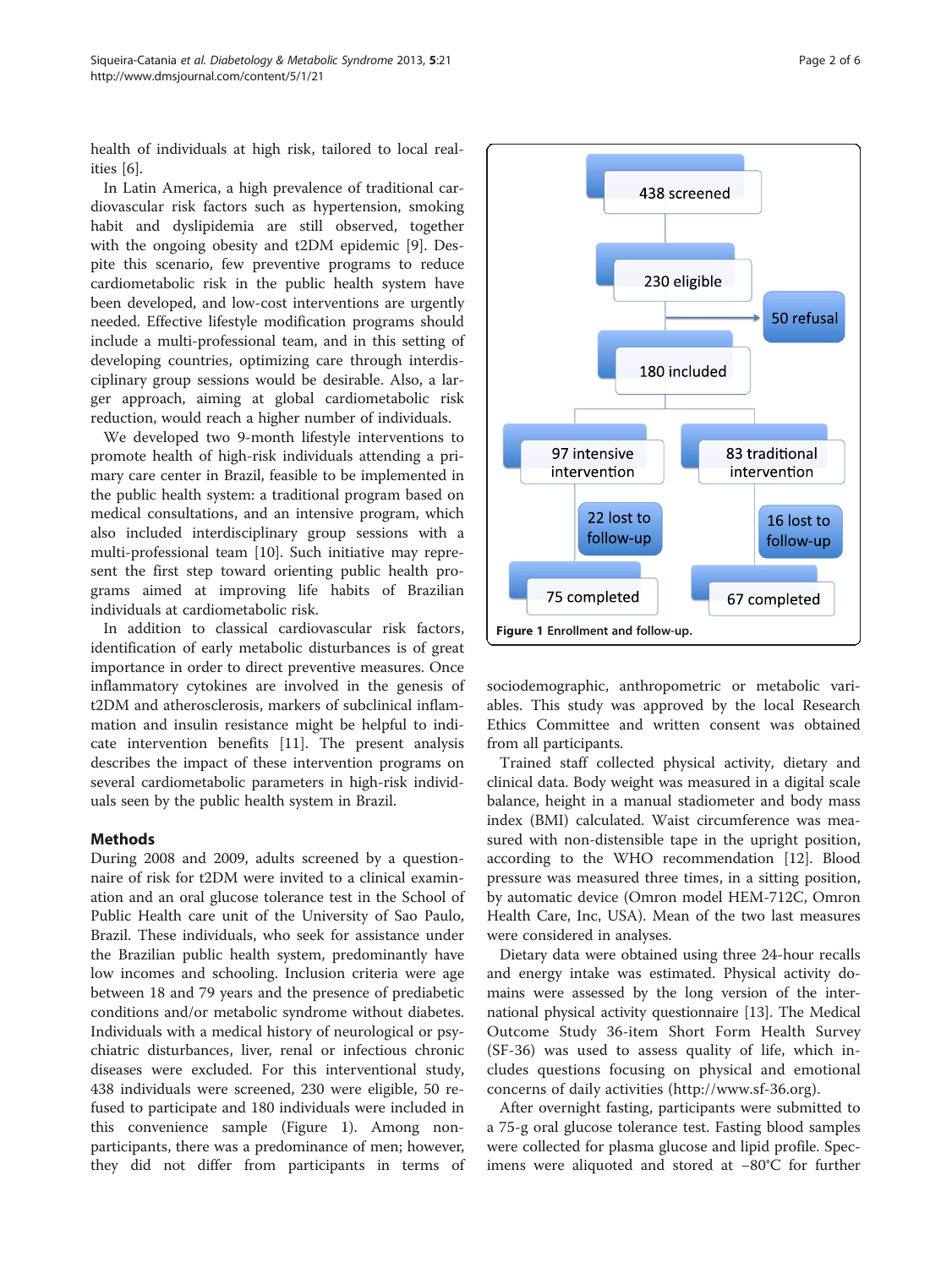health of individuals at high risk, tailored to local realities [6].

In Latin America, a high prevalence of traditional cardiovascular risk factors such as hypertension, smoking habit and dyslipidemia are still observed, together with the ongoing obesity and t2DM epidemic [9]. Despite this scenario, few preventive programs to reduce cardiometabolic risk in the public health system have been developed, and low-cost interventions are urgently needed. Effective lifestyle modification programs should include a multi-professional team, and in this setting of developing countries, optimizing care through interdisciplinary group sessions would be desirable. Also, a larger approach, aiming at global cardiometabolic risk reduction, would reach a higher number of individuals.

We developed two 9-month lifestyle interventions to promote health of high-risk individuals attending a primary care center in Brazil, feasible to be implemented in the public health system: a traditional program based on medical consultations, and an intensive program, which also included interdisciplinary group sessions with a multi-professional team [10]. Such initiative may represent the first step toward orienting public health programs aimed at improving life habits of Brazilian individuals at cardiometabolic risk.

In addition to classical cardiovascular risk factors, identification of early metabolic disturbances is of great importance in order to direct preventive measures. Once inflammatory cytokines are involved in the genesis of t2DM and atherosclerosis, markers of subclinical inflammation and insulin resistance might be helpful to indicate intervention benefits [11]. The present analysis describes the impact of these intervention programs on several cardiometabolic parameters in high-risk individuals seen by the public health system in Brazil.

## Methods

During 2008 and 2009, adults screened by a questionnaire of risk for t2DM were invited to a clinical examination and an oral glucose tolerance test in the School of Public Health care unit of the University of Sao Paulo, Brazil. These individuals, who seek for assistance under the Brazilian public health system, predominantly have low incomes and schooling. Inclusion criteria were age between 18 and 79 years and the presence of prediabetic conditions and/or metabolic syndrome without diabetes. Individuals with a medical history of neurological or psychiatric disturbances, liver, renal or infectious chronic diseases were excluded. For this interventional study, 438 individuals were screened, 230 were eligible, 50 refused to participate and 180 individuals were included in this convenience sample (Figure 1). Among non-participants, there was a predominance of men; however, they did not differ from participants in terms of sociodemographic, anthropometric or metabolic variables. This study was approved by the local Research Ethics Committee and written consent was obtained from all participants.

438 screened → 230 eligible → 50 refusal → 180 included → 97 intensive intervention (22 lost to follow-up; 75 completed) / 83 traditional intervention (16 lost to follow-up; 67 completed)

**Figure 1** Enrollment and follow-up.

Trained staff collected physical activity, dietary and clinical data. Body weight was measured in a digital scale balance, height in a manual stadiometer and body mass index (BMI) calculated. Waist circumference was measured with non-distensible tape in the upright position, according to the WHO recommendation [12]. Blood pressure was measured three times, in a sitting position, by automatic device (Omron model HEM-712C, Omron Health Care, Inc, USA). Mean of the two last measures were considered in analyses.

Dietary data were obtained using three 24-hour recalls and energy intake was estimated. Physical activity domains were assessed by the long version of the international physical activity questionnaire [13]. The Medical Outcome Study 36-item Short Form Health Survey (SF-36) was used to assess quality of life, which includes questions focusing on physical and emotional concerns of daily activities (http://www.sf-36.org).

After overnight fasting, participants were submitted to a 75-g oral glucose tolerance test. Fasting blood samples were collected for plasma glucose and lipid profile. Specimens were aliquoted and stored at −80°C for further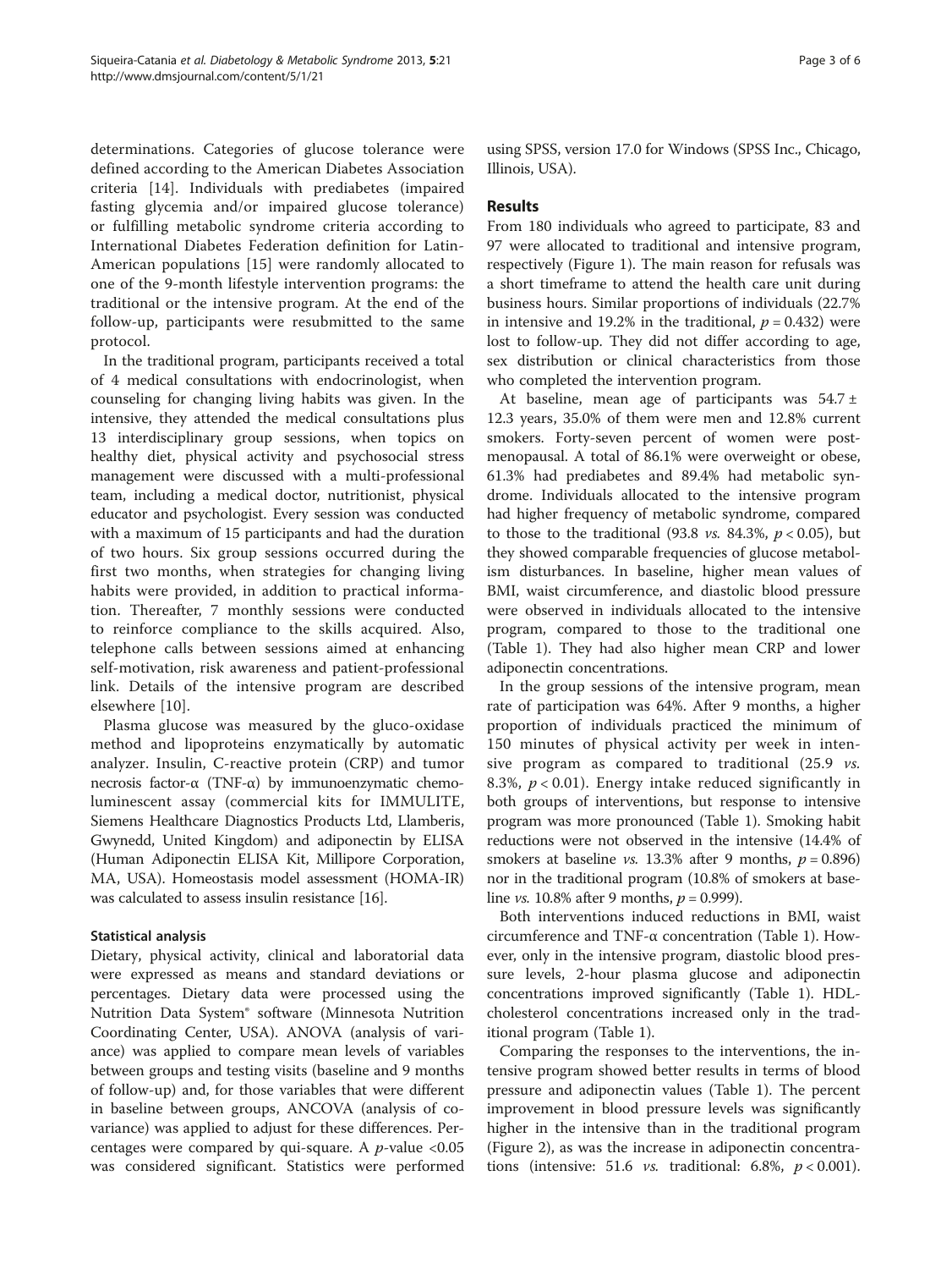determinations. Categories of glucose tolerance were defined according to the American Diabetes Association criteria [14]. Individuals with prediabetes (impaired fasting glycemia and/or impaired glucose tolerance) or fulfilling metabolic syndrome criteria according to International Diabetes Federation definition for Latin-American populations [15] were randomly allocated to one of the 9-month lifestyle intervention programs: the traditional or the intensive program. At the end of the follow-up, participants were resubmitted to the same protocol.

In the traditional program, participants received a total of 4 medical consultations with endocrinologist, when counseling for changing living habits was given. In the intensive, they attended the medical consultations plus 13 interdisciplinary group sessions, when topics on healthy diet, physical activity and psychosocial stress management were discussed with a multi-professional team, including a medical doctor, nutritionist, physical educator and psychologist. Every session was conducted with a maximum of 15 participants and had the duration of two hours. Six group sessions occurred during the first two months, when strategies for changing living habits were provided, in addition to practical information. Thereafter, 7 monthly sessions were conducted to reinforce compliance to the skills acquired. Also, telephone calls between sessions aimed at enhancing self-motivation, risk awareness and patient-professional link. Details of the intensive program are described elsewhere [10].

Plasma glucose was measured by the gluco-oxidase method and lipoproteins enzymatically by automatic analyzer. Insulin, C-reactive protein (CRP) and tumor necrosis factor-α (TNF-α) by immunoenzymatic chemoluminescent assay (commercial kits for IMMULITE, Siemens Healthcare Diagnostics Products Ltd, Llamberis, Gwynedd, United Kingdom) and adiponectin by ELISA (Human Adiponectin ELISA Kit, Millipore Corporation, MA, USA). Homeostasis model assessment (HOMA-IR) was calculated to assess insulin resistance [16].

### Statistical analysis

Dietary, physical activity, clinical and laboratorial data were expressed as means and standard deviations or percentages. Dietary data were processed using the Nutrition Data System® software (Minnesota Nutrition Coordinating Center, USA). ANOVA (analysis of variance) was applied to compare mean levels of variables between groups and testing visits (baseline and 9 months of follow-up) and, for those variables that were different in baseline between groups, ANCOVA (analysis of covariance) was applied to adjust for these differences. Percentages were compared by qui-square. A $p$-value $<0.05$ was considered significant. Statistics were performed using SPSS, version 17.0 for Windows (SPSS Inc., Chicago, Illinois, USA).

## Results

From 180 individuals who agreed to participate, 83 and 97 were allocated to traditional and intensive program, respectively (Figure 1). The main reason for refusals was a short timeframe to attend the health care unit during business hours. Similar proportions of individuals (22.7% in intensive and 19.2% in the traditional, $p = 0.432$) were lost to follow-up. They did not differ according to age, sex distribution or clinical characteristics from those who completed the intervention program.

At baseline, mean age of participants was 54.7 ± 12.3 years, 35.0% of them were men and 12.8% current smokers. Forty-seven percent of women were post-menopausal. A total of 86.1% were overweight or obese, 61.3% had prediabetes and 89.4% had metabolic syndrome. Individuals allocated to the intensive program had higher frequency of metabolic syndrome, compared to those to the traditional (93.8 *vs.* 84.3%, $p < 0.05$), but they showed comparable frequencies of glucose metabolism disturbances. In baseline, higher mean values of BMI, waist circumference, and diastolic blood pressure were observed in individuals allocated to the intensive program, compared to those to the traditional one (Table 1). They had also higher mean CRP and lower adiponectin concentrations.

In the group sessions of the intensive program, mean rate of participation was 64%. After 9 months, a higher proportion of individuals practiced the minimum of 150 minutes of physical activity per week in intensive program as compared to traditional (25.9 *vs.* 8.3%, $p < 0.01$). Energy intake reduced significantly in both groups of interventions, but response to intensive program was more pronounced (Table 1). Smoking habit reductions were not observed in the intensive (14.4% of smokers at baseline *vs.* 13.3% after 9 months, $p = 0.896$) nor in the traditional program (10.8% of smokers at baseline *vs.* 10.8% after 9 months, $p = 0.999$).

Both interventions induced reductions in BMI, waist circumference and TNF-α concentration (Table 1). However, only in the intensive program, diastolic blood pressure levels, 2-hour plasma glucose and adiponectin concentrations improved significantly (Table 1). HDL-cholesterol concentrations increased only in the traditional program (Table 1).

Comparing the responses to the interventions, the intensive program showed better results in terms of blood pressure and adiponectin values (Table 1). The percent improvement in blood pressure levels was significantly higher in the intensive than in the traditional program (Figure 2), as was the increase in adiponectin concentrations (intensive: 51.6 *vs.* traditional: 6.8%, $p < 0.001$).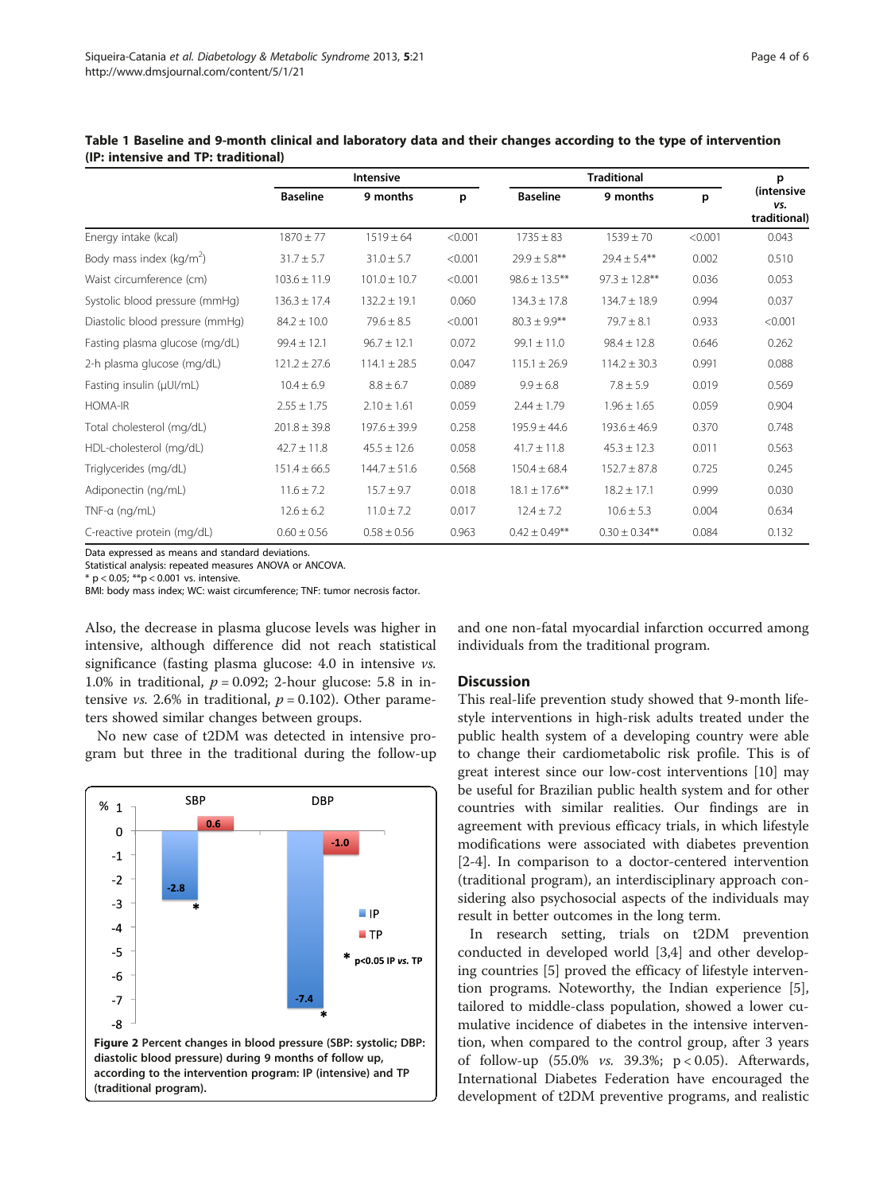**Table 1 Baseline and 9-month clinical and laboratory data and their changes according to the type of intervention (IP: intensive and TP: traditional)**

| | Intensive | | | Traditional | | | p (intensive vs. traditional) |
|---|---|---|---|---|---|---|---|
| | Baseline | 9 months | p | Baseline | 9 months | p | |
| Energy intake (kcal) | 1870 ± 77 | 1519 ± 64 | <0.001 | 1735 ± 83 | 1539 ± 70 | <0.001 | 0.043 |
| Body mass index (kg/m$^2$) | 31.7 ± 5.7 | 31.0 ± 5.7 | <0.001 | 29.9 ± 5.8** | 29.4 ± 5.4** | 0.002 | 0.510 |
| Waist circumference (cm) | 103.6 ± 11.9 | 101.0 ± 10.7 | <0.001 | 98.6 ± 13.5** | 97.3 ± 12.8** | 0.036 | 0.053 |
| Systolic blood pressure (mmHg) | 136.3 ± 17.4 | 132.2 ± 19.1 | 0.060 | 134.3 ± 17.8 | 134.7 ± 18.9 | 0.994 | 0.037 |
| Diastolic blood pressure (mmHg) | 84.2 ± 10.0 | 79.6 ± 8.5 | <0.001 | 80.3 ± 9.9** | 79.7 ± 8.1 | 0.933 | <0.001 |
| Fasting plasma glucose (mg/dL) | 99.4 ± 12.1 | 96.7 ± 12.1 | 0.072 | 99.1 ± 11.0 | 98.4 ± 12.8 | 0.646 | 0.262 |
| 2-h plasma glucose (mg/dL) | 121.2 ± 27.6 | 114.1 ± 28.5 | 0.047 | 115.1 ± 26.9 | 114.2 ± 30.3 | 0.991 | 0.088 |
| Fasting insulin (μUI/mL) | 10.4 ± 6.9 | 8.8 ± 6.7 | 0.089 | 9.9 ± 6.8 | 7.8 ± 5.9 | 0.019 | 0.569 |
| HOMA-IR | 2.55 ± 1.75 | 2.10 ± 1.61 | 0.059 | 2.44 ± 1.79 | 1.96 ± 1.65 | 0.059 | 0.904 |
| Total cholesterol (mg/dL) | 201.8 ± 39.8 | 197.6 ± 39.9 | 0.258 | 195.9 ± 44.6 | 193.6 ± 46.9 | 0.370 | 0.748 |
| HDL-cholesterol (mg/dL) | 42.7 ± 11.8 | 45.5 ± 12.6 | 0.058 | 41.7 ± 11.8 | 45.3 ± 12.3 | 0.011 | 0.563 |
| Triglycerides (mg/dL) | 151.4 ± 66.5 | 144.7 ± 51.6 | 0.568 | 150.4 ± 68.4 | 152.7 ± 87.8 | 0.725 | 0.245 |
| Adiponectin (ng/mL) | 11.6 ± 7.2 | 15.7 ± 9.7 | 0.018 | 18.1 ± 17.6** | 18.2 ± 17.1 | 0.999 | 0.030 |
| TNF-α (ng/mL) | 12.6 ± 6.2 | 11.0 ± 7.2 | 0.017 | 12.4 ± 7.2 | 10.6 ± 5.3 | 0.004 | 0.634 |
| C-reactive protein (mg/dL) | 0.60 ± 0.56 | 0.58 ± 0.56 | 0.963 | 0.42 ± 0.49** | 0.30 ± 0.34** | 0.084 | 0.132 |

Data expressed as means and standard deviations.
Statistical analysis: repeated measures ANOVA or ANCOVA.
* p < 0.05; **p < 0.001 vs. intensive.
BMI: body mass index; WC: waist circumference; TNF: tumor necrosis factor.

Also, the decrease in plasma glucose levels was higher in intensive, although difference did not reach statistical significance (fasting plasma glucose: 4.0 in intensive *vs.* 1.0% in traditional, $p = 0.092$; 2-hour glucose: 5.8 in intensive *vs.* 2.6% in traditional, $p = 0.102$). Other parameters showed similar changes between groups.

No new case of t2DM was detected in intensive program but three in the traditional during the follow-up and one non-fatal myocardial infarction occurred among individuals from the traditional program.

**Figure 2 Percent changes in blood pressure (SBP: systolic; DBP: diastolic blood pressure) during 9 months of follow up, according to the intervention program: IP (intensive) and TP (traditional program).**

## Discussion

This real-life prevention study showed that 9-month lifestyle interventions in high-risk adults treated under the public health system of a developing country were able to change their cardiometabolic risk profile. This is of great interest since our low-cost interventions [10] may be useful for Brazilian public health system and for other countries with similar realities. Our findings are in agreement with previous efficacy trials, in which lifestyle modifications were associated with diabetes prevention [2-4]. In comparison to a doctor-centered intervention (traditional program), an interdisciplinary approach considering also psychosocial aspects of the individuals may result in better outcomes in the long term.

In research setting, trials on t2DM prevention conducted in developed world [3,4] and other developing countries [5] proved the efficacy of lifestyle intervention programs. Noteworthy, the Indian experience [5], tailored to middle-class population, showed a lower cumulative incidence of diabetes in the intensive intervention, when compared to the control group, after 3 years of follow-up (55.0% *vs.* 39.3%; p < 0.05). Afterwards, International Diabetes Federation have encouraged the development of t2DM preventive programs, and realistic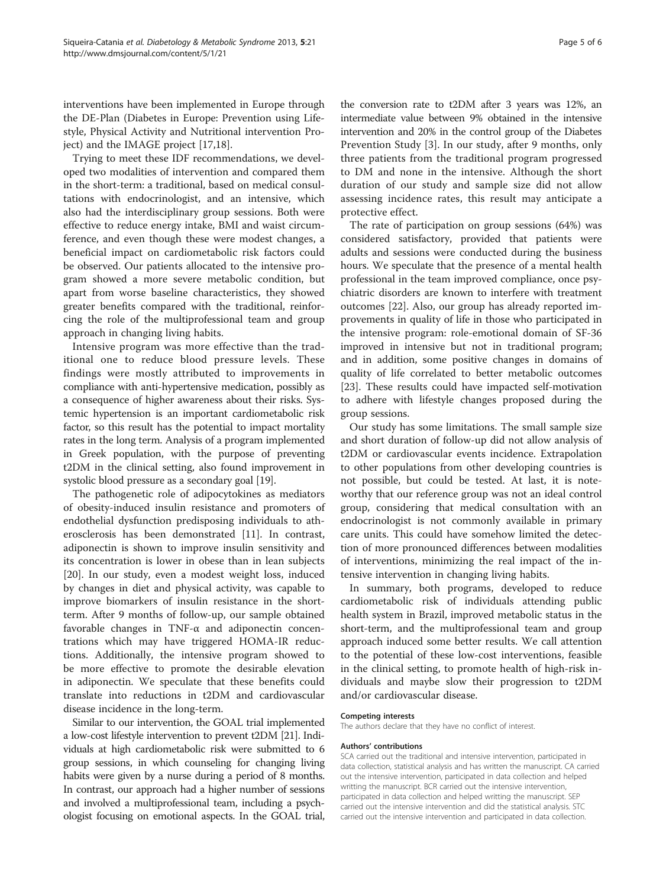interventions have been implemented in Europe through the DE-Plan (Diabetes in Europe: Prevention using Lifestyle, Physical Activity and Nutritional intervention Project) and the IMAGE project [17,18].

Trying to meet these IDF recommendations, we developed two modalities of intervention and compared them in the short-term: a traditional, based on medical consultations with endocrinologist, and an intensive, which also had the interdisciplinary group sessions. Both were effective to reduce energy intake, BMI and waist circumference, and even though these were modest changes, a beneficial impact on cardiometabolic risk factors could be observed. Our patients allocated to the intensive program showed a more severe metabolic condition, but apart from worse baseline characteristics, they showed greater benefits compared with the traditional, reinforcing the role of the multiprofessional team and group approach in changing living habits.

Intensive program was more effective than the traditional one to reduce blood pressure levels. These findings were mostly attributed to improvements in compliance with anti-hypertensive medication, possibly as a consequence of higher awareness about their risks. Systemic hypertension is an important cardiometabolic risk factor, so this result has the potential to impact mortality rates in the long term. Analysis of a program implemented in Greek population, with the purpose of preventing t2DM in the clinical setting, also found improvement in systolic blood pressure as a secondary goal [19].

The pathogenetic role of adipocytokines as mediators of obesity-induced insulin resistance and promoters of endothelial dysfunction predisposing individuals to atherosclerosis has been demonstrated [11]. In contrast, adiponectin is shown to improve insulin sensitivity and its concentration is lower in obese than in lean subjects [20]. In our study, even a modest weight loss, induced by changes in diet and physical activity, was capable to improve biomarkers of insulin resistance in the short-term. After 9 months of follow-up, our sample obtained favorable changes in TNF-α and adiponectin concentrations which may have triggered HOMA-IR reductions. Additionally, the intensive program showed to be more effective to promote the desirable elevation in adiponectin. We speculate that these benefits could translate into reductions in t2DM and cardiovascular disease incidence in the long-term.

Similar to our intervention, the GOAL trial implemented a low-cost lifestyle intervention to prevent t2DM [21]. Individuals at high cardiometabolic risk were submitted to 6 group sessions, in which counseling for changing living habits were given by a nurse during a period of 8 months. In contrast, our approach had a higher number of sessions and involved a multiprofessional team, including a psychologist focusing on emotional aspects. In the GOAL trial, the conversion rate to t2DM after 3 years was 12%, an intermediate value between 9% obtained in the intensive intervention and 20% in the control group of the Diabetes Prevention Study [3]. In our study, after 9 months, only three patients from the traditional program progressed to DM and none in the intensive. Although the short duration of our study and sample size did not allow assessing incidence rates, this result may anticipate a protective effect.

The rate of participation on group sessions (64%) was considered satisfactory, provided that patients were adults and sessions were conducted during the business hours. We speculate that the presence of a mental health professional in the team improved compliance, once psychiatric disorders are known to interfere with treatment outcomes [22]. Also, our group has already reported improvements in quality of life in those who participated in the intensive program: role-emotional domain of SF-36 improved in intensive but not in traditional program; and in addition, some positive changes in domains of quality of life correlated to better metabolic outcomes [23]. These results could have impacted self-motivation to adhere with lifestyle changes proposed during the group sessions.

Our study has some limitations. The small sample size and short duration of follow-up did not allow analysis of t2DM or cardiovascular events incidence. Extrapolation to other populations from other developing countries is not possible, but could be tested. At last, it is noteworthy that our reference group was not an ideal control group, considering that medical consultation with an endocrinologist is not commonly available in primary care units. This could have somehow limited the detection of more pronounced differences between modalities of interventions, minimizing the real impact of the intensive intervention in changing living habits.

In summary, both programs, developed to reduce cardiometabolic risk of individuals attending public health system in Brazil, improved metabolic status in the short-term, and the multiprofessional team and group approach induced some better results. We call attention to the potential of these low-cost interventions, feasible in the clinical setting, to promote health of high-risk individuals and maybe slow their progression to t2DM and/or cardiovascular disease.

#### Competing interests

The authors declare that they have no conflict of interest.

#### Authors' contributions

SCA carried out the traditional and intensive intervention, participated in data collection, statistical analysis and has written the manuscript. CA carried out the intensive intervention, participated in data collection and helped writting the manuscript. BCR carried out the intensive intervention, participated in data collection and helped writting the manuscript. SEP carried out the intensive intervention and did the statistical analysis. STC carried out the intensive intervention and participated in data collection.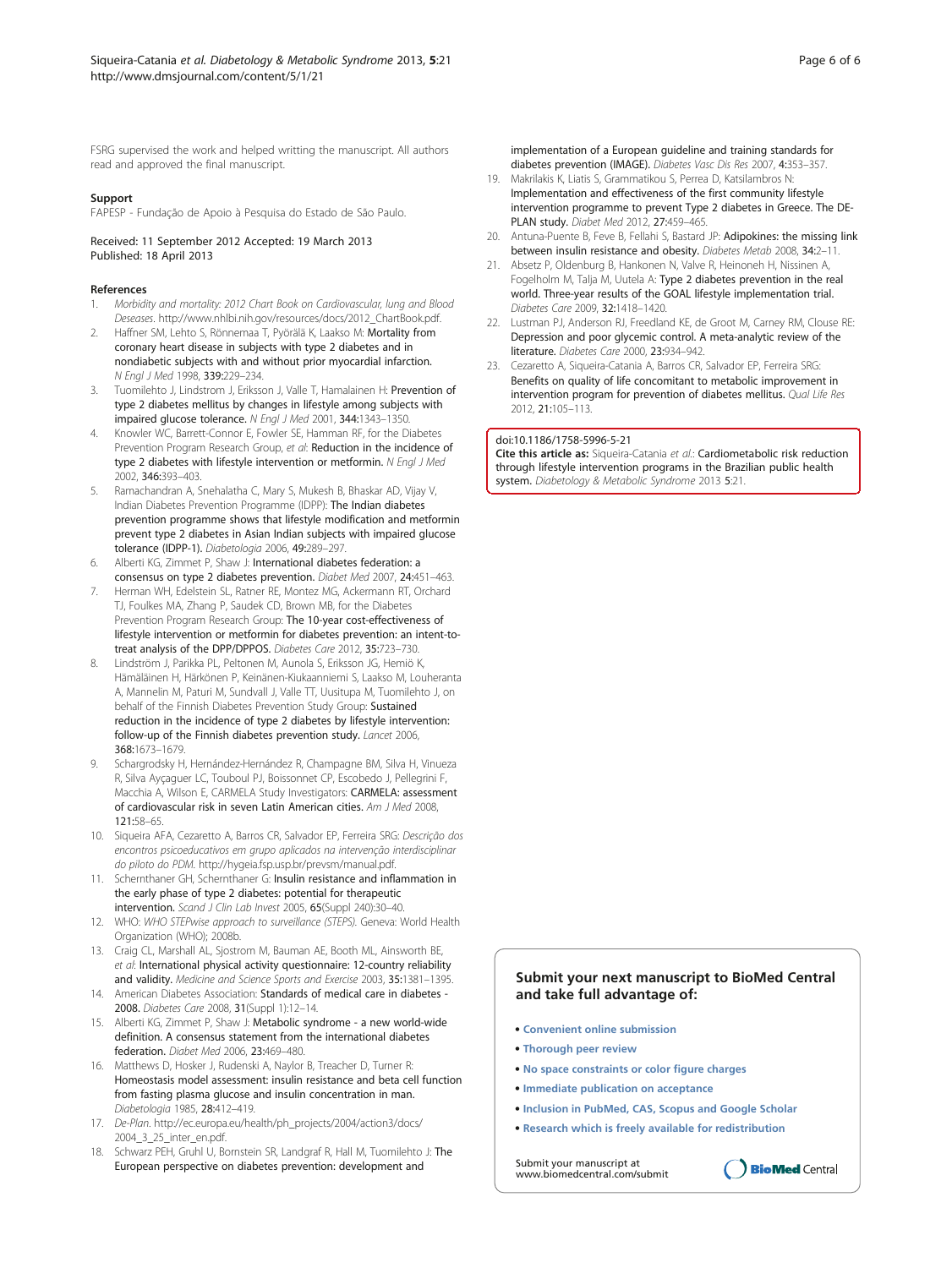FSRG supervised the work and helped writting the manuscript. All authors read and approved the final manuscript.

### Support

FAPESP - Fundação de Apoio à Pesquisa do Estado de São Paulo.

Received: 11 September 2012 Accepted: 19 March 2013
Published: 18 April 2013

### References

1. *Morbidity and mortality: 2012 Chart Book on Cardiovascular, lung and Blood Deseases*. http://www.nhlbi.nih.gov/resources/docs/2012_ChartBook.pdf.
2. Haffner SM, Lehto S, Rönnemaa T, Pyörälä K, Laakso M: **Mortality from coronary heart disease in subjects with type 2 diabetes and in nondiabetic subjects with and without prior myocardial infarction.** *N Engl J Med* 1998, **339:**229–234.
3. Tuomilehto J, Lindstrom J, Eriksson J, Valle T, Hamalainen H: **Prevention of type 2 diabetes mellitus by changes in lifestyle among subjects with impaired glucose tolerance.** *N Engl J Med* 2001, **344:**1343–1350.
4. Knowler WC, Barrett-Connor E, Fowler SE, Hamman RF, for the Diabetes Prevention Program Research Group, *et al*: **Reduction in the incidence of type 2 diabetes with lifestyle intervention or metformin.** *N Engl J Med* 2002, **346:**393–403.
5. Ramachandran A, Snehalatha C, Mary S, Mukesh B, Bhaskar AD, Vijay V, Indian Diabetes Prevention Programme (IDPP): **The Indian diabetes prevention programme shows that lifestyle modification and metformin prevent type 2 diabetes in Asian Indian subjects with impaired glucose tolerance (IDPP-1).** *Diabetologia* 2006, **49:**289–297.
6. Alberti KG, Zimmet P, Shaw J: **International diabetes federation: a consensus on type 2 diabetes prevention.** *Diabet Med* 2007, **24:**451–463.
7. Herman WH, Edelstein SL, Ratner RE, Montez MG, Ackermann RT, Orchard TJ, Foulkes MA, Zhang P, Saudek CD, Brown MB, for the Diabetes Prevention Program Research Group: **The 10-year cost-effectiveness of lifestyle intervention or metformin for diabetes prevention: an intent-to-treat analysis of the DPP/DPPOS.** *Diabetes Care* 2012, **35:**723–730.
8. Lindström J, Parikka PL, Peltonen M, Aunola S, Eriksson JG, Hemiö K, Hämäläinen H, Härkönen P, Keinänen-Kiukaanniemi S, Laakso M, Louheranta A, Mannelin M, Paturi M, Sundvall J, Valle TT, Uusitupa M, Tuomilehto J, on behalf of the Finnish Diabetes Prevention Study Group: **Sustained reduction in the incidence of type 2 diabetes by lifestyle intervention: follow-up of the Finnish diabetes prevention study.** *Lancet* 2006, **368:**1673–1679.
9. Schargrodsky H, Hernández-Hernández R, Champagne BM, Silva H, Vinueza R, Silva Ayçaguer LC, Touboul PJ, Boissonnet CP, Escobedo J, Pellegrini F, Macchia A, Wilson E, CARMELA Study Investigators: **CARMELA: assessment of cardiovascular risk in seven Latin American cities.** *Am J Med* 2008, **121:**58–65.
10. Siqueira AFA, Cezaretto A, Barros CR, Salvador EP, Ferreira SRG: *Descrição dos encontros psicoeducativos em grupo aplicados na intervenção interdisciplinar do piloto do PDM*. http://hygeia.fsp.usp.br/prevsm/manual.pdf.
11. Schernthaner GH, Schernthaner G: **Insulin resistance and inflammation in the early phase of type 2 diabetes: potential for therapeutic intervention.** *Scand J Clin Lab Invest* 2005, **65**(Suppl 240):30–40.
12. WHO: *WHO STEPwise approach to surveillance (STEPS)*. Geneva: World Health Organization (WHO); 2008b.
13. Craig CL, Marshall AL, Sjostrom M, Bauman AE, Booth ML, Ainsworth BE, *et al*: **International physical activity questionnaire: 12-country reliability and validity.** *Medicine and Science Sports and Exercise* 2003, **35:**1381–1395.
14. American Diabetes Association: **Standards of medical care in diabetes - 2008.** *Diabetes Care* 2008, **31**(Suppl 1):12–14.
15. Alberti KG, Zimmet P, Shaw J: **Metabolic syndrome - a new world-wide definition. A consensus statement from the international diabetes federation.** *Diabet Med* 2006, **23:**469–480.
16. Matthews D, Hosker J, Rudenski A, Naylor B, Treacher D, Turner R: **Homeostasis model assessment: insulin resistance and beta cell function from fasting plasma glucose and insulin concentration in man.** *Diabetologia* 1985, **28:**412–419.
17. *De-Plan*. http://ec.europa.eu/health/ph_projects/2004/action3/docs/2004_3_25_inter_en.pdf.
18. Schwarz PEH, Gruhl U, Bornstein SR, Landgraf R, Hall M, Tuomilehto J: **The European perspective on diabetes prevention: development and implementation of a European guideline and training standards for diabetes prevention (IMAGE).** *Diabetes Vasc Dis Res* 2007, **4:**353–357.
19. Makrilakis K, Liatis S, Grammatikou S, Perrea D, Katsilambros N: **Implementation and effectiveness of the first community lifestyle intervention programme to prevent Type 2 diabetes in Greece. The DE-PLAN study.** *Diabet Med* 2012, **27:**459–465.
20. Antuna-Puente B, Feve B, Fellahi S, Bastard JP: **Adipokines: the missing link between insulin resistance and obesity.** *Diabetes Metab* 2008, **34:**2–11.
21. Absetz P, Oldenburg B, Hankonen N, Valve R, Heinoneh H, Nissinen A, Fogelholm M, Talja M, Uutela A: **Type 2 diabetes prevention in the real world. Three-year results of the GOAL lifestyle implementation trial.** *Diabetes Care* 2009, **32:**1418–1420.
22. Lustman PJ, Anderson RJ, Freedland KE, de Groot M, Carney RM, Clouse RE: **Depression and poor glycemic control. A meta-analytic review of the literature.** *Diabetes Care* 2000, **23:**934–942.
23. Cezaretto A, Siqueira-Catania A, Barros CR, Salvador EP, Ferreira SRG: **Benefits on quality of life concomitant to metabolic improvement in intervention program for prevention of diabetes mellitus.** *Qual Life Res* 2012, **21:**105–113.

doi:10.1186/1758-5996-5-21
**Cite this article as:** Siqueira-Catania *et al.*: **Cardiometabolic risk reduction through lifestyle intervention programs in the Brazilian public health system.** *Diabetology & Metabolic Syndrome* 2013 **5**:21.

**Submit your next manuscript to BioMed Central and take full advantage of:**

- Convenient online submission
- Thorough peer review
- No space constraints or color figure charges
- Immediate publication on acceptance
- Inclusion in PubMed, CAS, Scopus and Google Scholar
- Research which is freely available for redistribution

Submit your manuscript at
www.biomedcentral.com/submit

BioMed Central